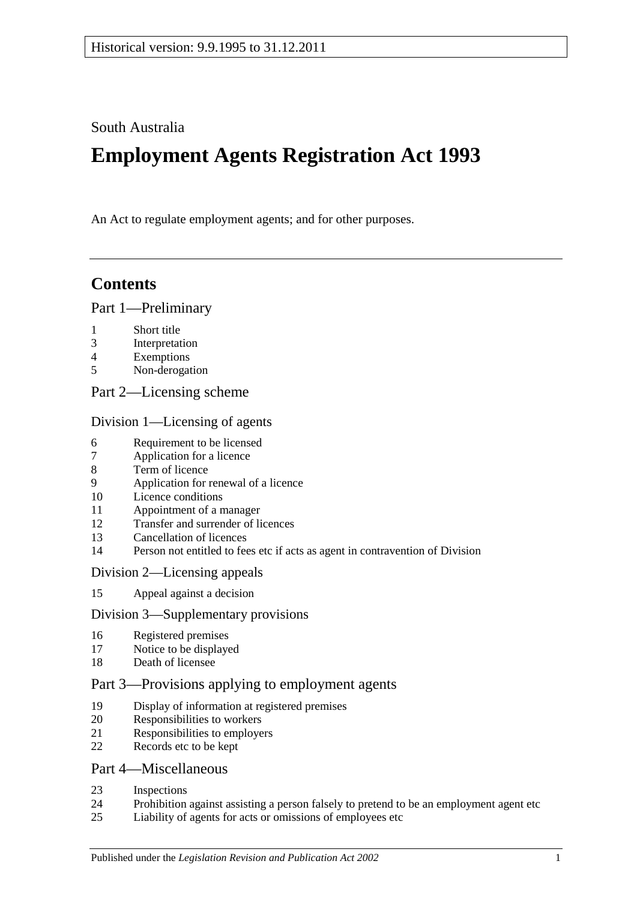Historical version: 9.9.1995 to 31.12.2011

South Australia

# Employment Agents Registration Act 1993

An Act to regulate employment agents; and for other purposes.

## Contents

### Part 1—Preliminary

1 Short title
3 Interpretation
4 Exemptions
5 Non-derogation

### Part 2—Licensing scheme

#### Division 1—Licensing of agents

6 Requirement to be licensed
7 Application for a licence
8 Term of licence
9 Application for renewal of a licence
10 Licence conditions
11 Appointment of a manager
12 Transfer and surrender of licences
13 Cancellation of licences
14 Person not entitled to fees etc if acts as agent in contravention of Division

#### Division 2—Licensing appeals

15 Appeal against a decision

#### Division 3—Supplementary provisions

16 Registered premises
17 Notice to be displayed
18 Death of licensee

### Part 3—Provisions applying to employment agents

19 Display of information at registered premises
20 Responsibilities to workers
21 Responsibilities to employers
22 Records etc to be kept

### Part 4—Miscellaneous

23 Inspections
24 Prohibition against assisting a person falsely to pretend to be an employment agent etc
25 Liability of agents for acts or omissions of employees etc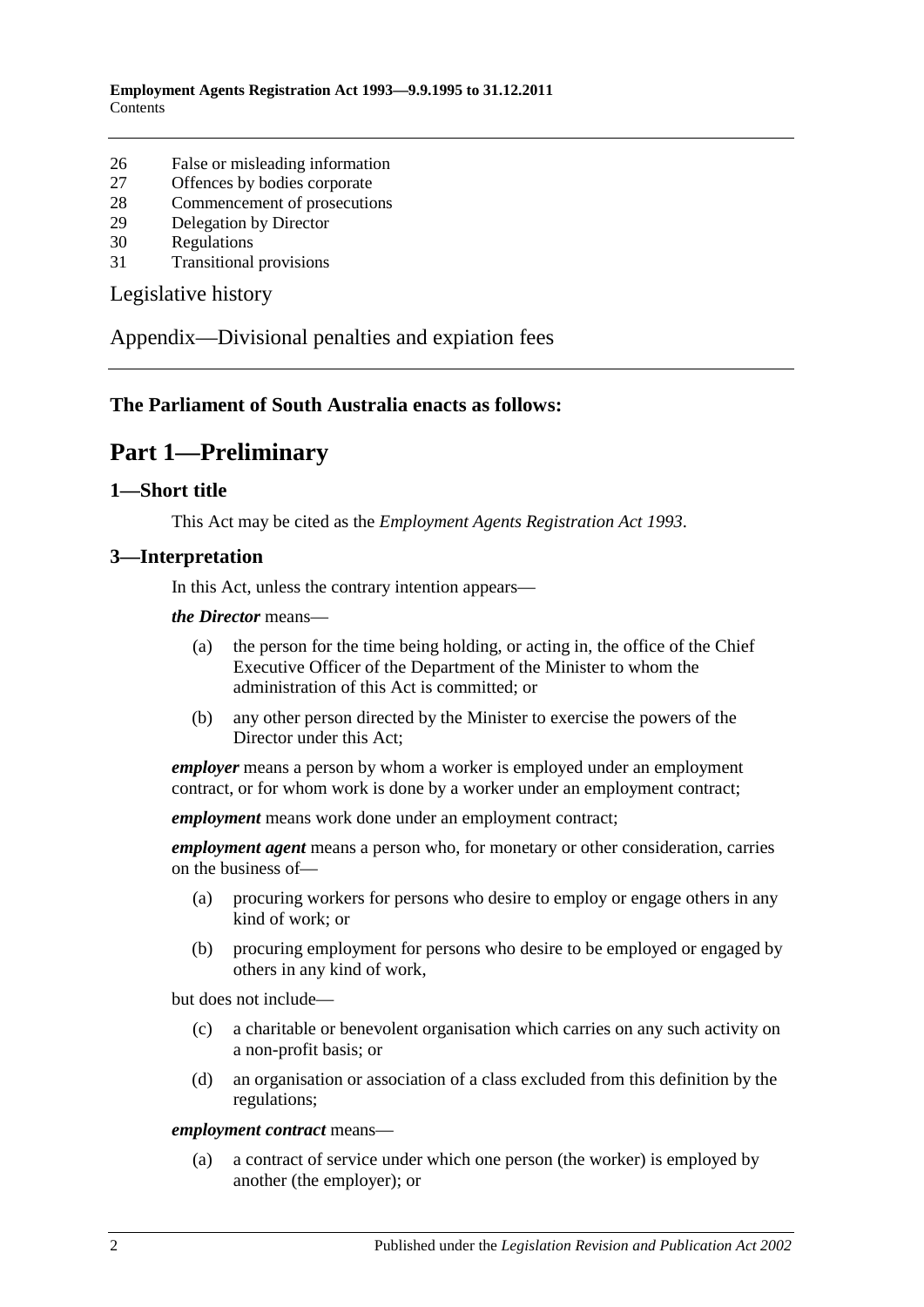26 False or misleading information
27 Offences by bodies corporate
28 Commencement of prosecutions
29 Delegation by Director
30 Regulations
31 Transitional provisions

Legislative history

Appendix—Divisional penalties and expiation fees

**The Parliament of South Australia enacts as follows:**

# Part 1—Preliminary

## 1—Short title

This Act may be cited as the *Employment Agents Registration Act 1993*.

## 3—Interpretation

In this Act, unless the contrary intention appears—

***the Director*** means—

(a) the person for the time being holding, or acting in, the office of the Chief Executive Officer of the Department of the Minister to whom the administration of this Act is committed; or

(b) any other person directed by the Minister to exercise the powers of the Director under this Act;

***employer*** means a person by whom a worker is employed under an employment contract, or for whom work is done by a worker under an employment contract;

***employment*** means work done under an employment contract;

***employment agent*** means a person who, for monetary or other consideration, carries on the business of—

(a) procuring workers for persons who desire to employ or engage others in any kind of work; or

(b) procuring employment for persons who desire to be employed or engaged by others in any kind of work,

but does not include—

(c) a charitable or benevolent organisation which carries on any such activity on a non-profit basis; or

(d) an organisation or association of a class excluded from this definition by the regulations;

***employment contract*** means—

(a) a contract of service under which one person (the worker) is employed by another (the employer); or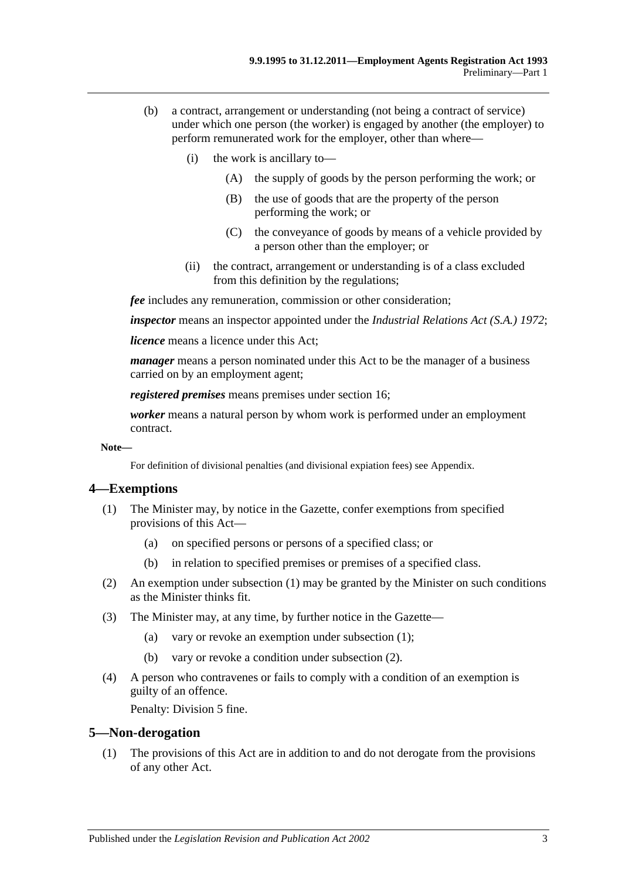(b) a contract, arrangement or understanding (not being a contract of service) under which one person (the worker) is engaged by another (the employer) to perform remunerated work for the employer, other than where—

  (i) the work is ancillary to—

    (A) the supply of goods by the person performing the work; or

    (B) the use of goods that are the property of the person performing the work; or

    (C) the conveyance of goods by means of a vehicle provided by a person other than the employer; or

  (ii) the contract, arrangement or understanding is of a class excluded from this definition by the regulations;

***fee*** includes any remuneration, commission or other consideration;

***inspector*** means an inspector appointed under the *Industrial Relations Act (S.A.) 1972*;

***licence*** means a licence under this Act;

***manager*** means a person nominated under this Act to be the manager of a business carried on by an employment agent;

***registered premises*** means premises under section 16;

***worker*** means a natural person by whom work is performed under an employment contract.

**Note—**

For definition of divisional penalties (and divisional expiation fees) see Appendix.

## 4—Exemptions

(1) The Minister may, by notice in the Gazette, confer exemptions from specified provisions of this Act—

  (a) on specified persons or persons of a specified class; or

  (b) in relation to specified premises or premises of a specified class.

(2) An exemption under subsection (1) may be granted by the Minister on such conditions as the Minister thinks fit.

(3) The Minister may, at any time, by further notice in the Gazette—

  (a) vary or revoke an exemption under subsection (1);

  (b) vary or revoke a condition under subsection (2).

(4) A person who contravenes or fails to comply with a condition of an exemption is guilty of an offence.

Penalty: Division 5 fine.

## 5—Non-derogation

(1) The provisions of this Act are in addition to and do not derogate from the provisions of any other Act.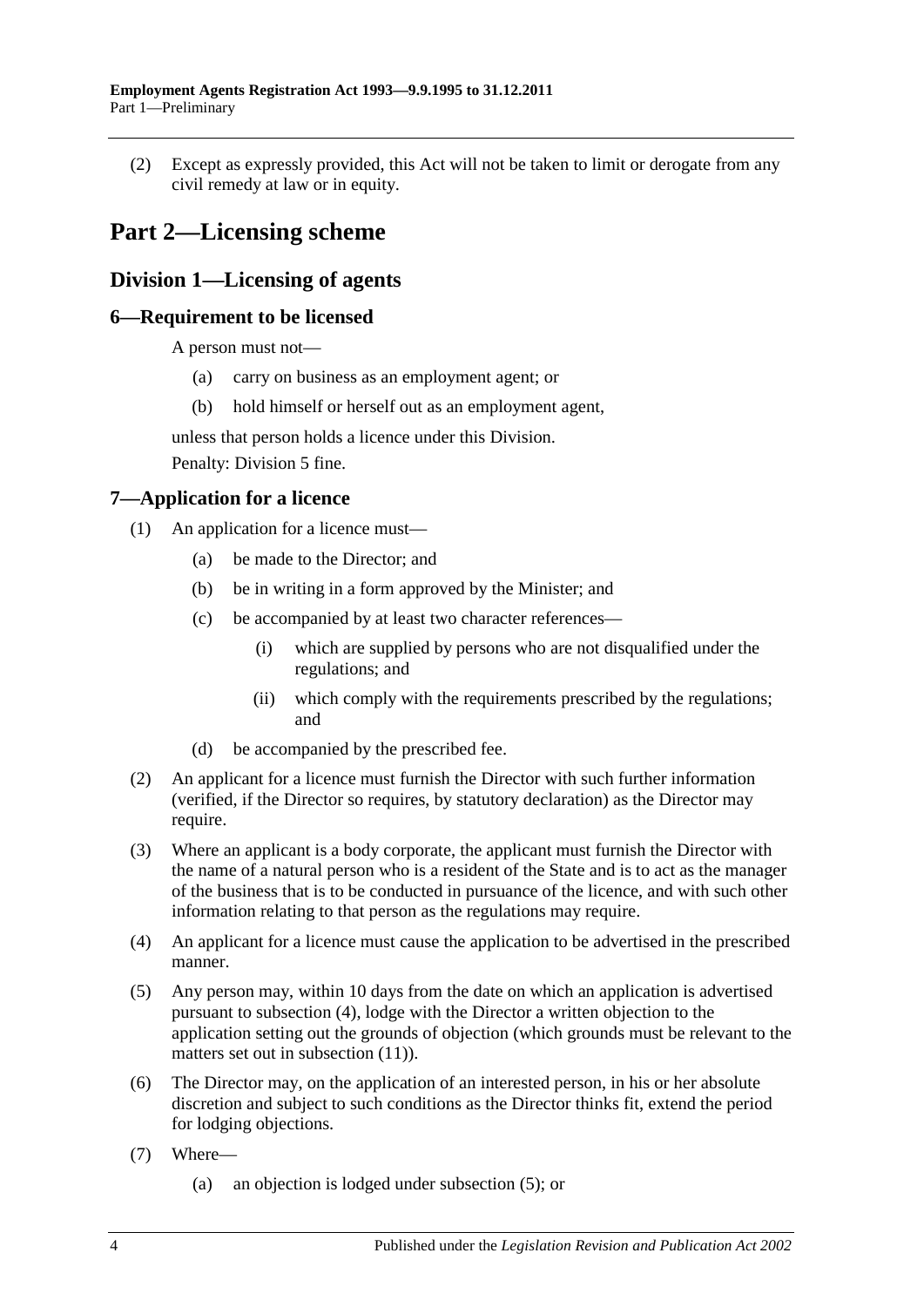(2) Except as expressly provided, this Act will not be taken to limit or derogate from any civil remedy at law or in equity.

# Part 2—Licensing scheme

## Division 1—Licensing of agents

### 6—Requirement to be licensed

A person must not—

(a) carry on business as an employment agent; or

(b) hold himself or herself out as an employment agent,

unless that person holds a licence under this Division.

Penalty: Division 5 fine.

### 7—Application for a licence

(1) An application for a licence must—

(a) be made to the Director; and

(b) be in writing in a form approved by the Minister; and

(c) be accompanied by at least two character references—

(i) which are supplied by persons who are not disqualified under the regulations; and

(ii) which comply with the requirements prescribed by the regulations; and

(d) be accompanied by the prescribed fee.

(2) An applicant for a licence must furnish the Director with such further information (verified, if the Director so requires, by statutory declaration) as the Director may require.

(3) Where an applicant is a body corporate, the applicant must furnish the Director with the name of a natural person who is a resident of the State and is to act as the manager of the business that is to be conducted in pursuance of the licence, and with such other information relating to that person as the regulations may require.

(4) An applicant for a licence must cause the application to be advertised in the prescribed manner.

(5) Any person may, within 10 days from the date on which an application is advertised pursuant to subsection (4), lodge with the Director a written objection to the application setting out the grounds of objection (which grounds must be relevant to the matters set out in subsection (11)).

(6) The Director may, on the application of an interested person, in his or her absolute discretion and subject to such conditions as the Director thinks fit, extend the period for lodging objections.

(7) Where—

(a) an objection is lodged under subsection (5); or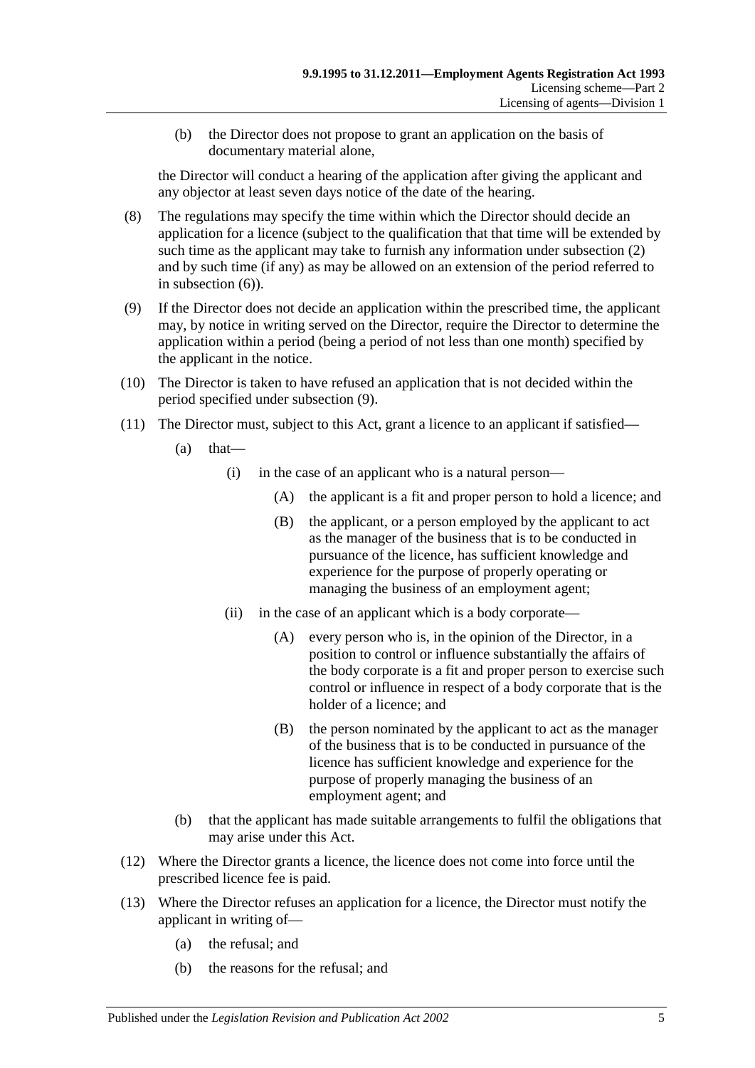(b) the Director does not propose to grant an application on the basis of documentary material alone,

the Director will conduct a hearing of the application after giving the applicant and any objector at least seven days notice of the date of the hearing.

(8) The regulations may specify the time within which the Director should decide an application for a licence (subject to the qualification that that time will be extended by such time as the applicant may take to furnish any information under subsection (2) and by such time (if any) as may be allowed on an extension of the period referred to in subsection (6)).

(9) If the Director does not decide an application within the prescribed time, the applicant may, by notice in writing served on the Director, require the Director to determine the application within a period (being a period of not less than one month) specified by the applicant in the notice.

(10) The Director is taken to have refused an application that is not decided within the period specified under subsection (9).

(11) The Director must, subject to this Act, grant a licence to an applicant if satisfied—

(a) that—

(i) in the case of an applicant who is a natural person—

(A) the applicant is a fit and proper person to hold a licence; and

(B) the applicant, or a person employed by the applicant to act as the manager of the business that is to be conducted in pursuance of the licence, has sufficient knowledge and experience for the purpose of properly operating or managing the business of an employment agent;

(ii) in the case of an applicant which is a body corporate—

(A) every person who is, in the opinion of the Director, in a position to control or influence substantially the affairs of the body corporate is a fit and proper person to exercise such control or influence in respect of a body corporate that is the holder of a licence; and

(B) the person nominated by the applicant to act as the manager of the business that is to be conducted in pursuance of the licence has sufficient knowledge and experience for the purpose of properly managing the business of an employment agent; and

(b) that the applicant has made suitable arrangements to fulfil the obligations that may arise under this Act.

(12) Where the Director grants a licence, the licence does not come into force until the prescribed licence fee is paid.

(13) Where the Director refuses an application for a licence, the Director must notify the applicant in writing of—

(a) the refusal; and

(b) the reasons for the refusal; and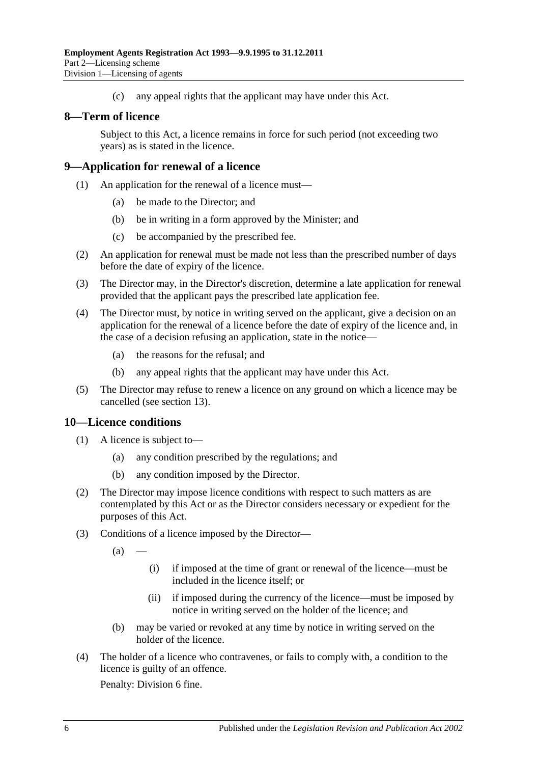(c) any appeal rights that the applicant may have under this Act.

## 8—Term of licence

Subject to this Act, a licence remains in force for such period (not exceeding two years) as is stated in the licence.

## 9—Application for renewal of a licence

(1) An application for the renewal of a licence must—

(a) be made to the Director; and

(b) be in writing in a form approved by the Minister; and

(c) be accompanied by the prescribed fee.

(2) An application for renewal must be made not less than the prescribed number of days before the date of expiry of the licence.

(3) The Director may, in the Director's discretion, determine a late application for renewal provided that the applicant pays the prescribed late application fee.

(4) The Director must, by notice in writing served on the applicant, give a decision on an application for the renewal of a licence before the date of expiry of the licence and, in the case of a decision refusing an application, state in the notice—

(a) the reasons for the refusal; and

(b) any appeal rights that the applicant may have under this Act.

(5) The Director may refuse to renew a licence on any ground on which a licence may be cancelled (see section 13).

## 10—Licence conditions

(1) A licence is subject to—

(a) any condition prescribed by the regulations; and

(b) any condition imposed by the Director.

(2) The Director may impose licence conditions with respect to such matters as are contemplated by this Act or as the Director considers necessary or expedient for the purposes of this Act.

(3) Conditions of a licence imposed by the Director—

(a) —

(i) if imposed at the time of grant or renewal of the licence—must be included in the licence itself; or

(ii) if imposed during the currency of the licence—must be imposed by notice in writing served on the holder of the licence; and

(b) may be varied or revoked at any time by notice in writing served on the holder of the licence.

(4) The holder of a licence who contravenes, or fails to comply with, a condition to the licence is guilty of an offence.

Penalty: Division 6 fine.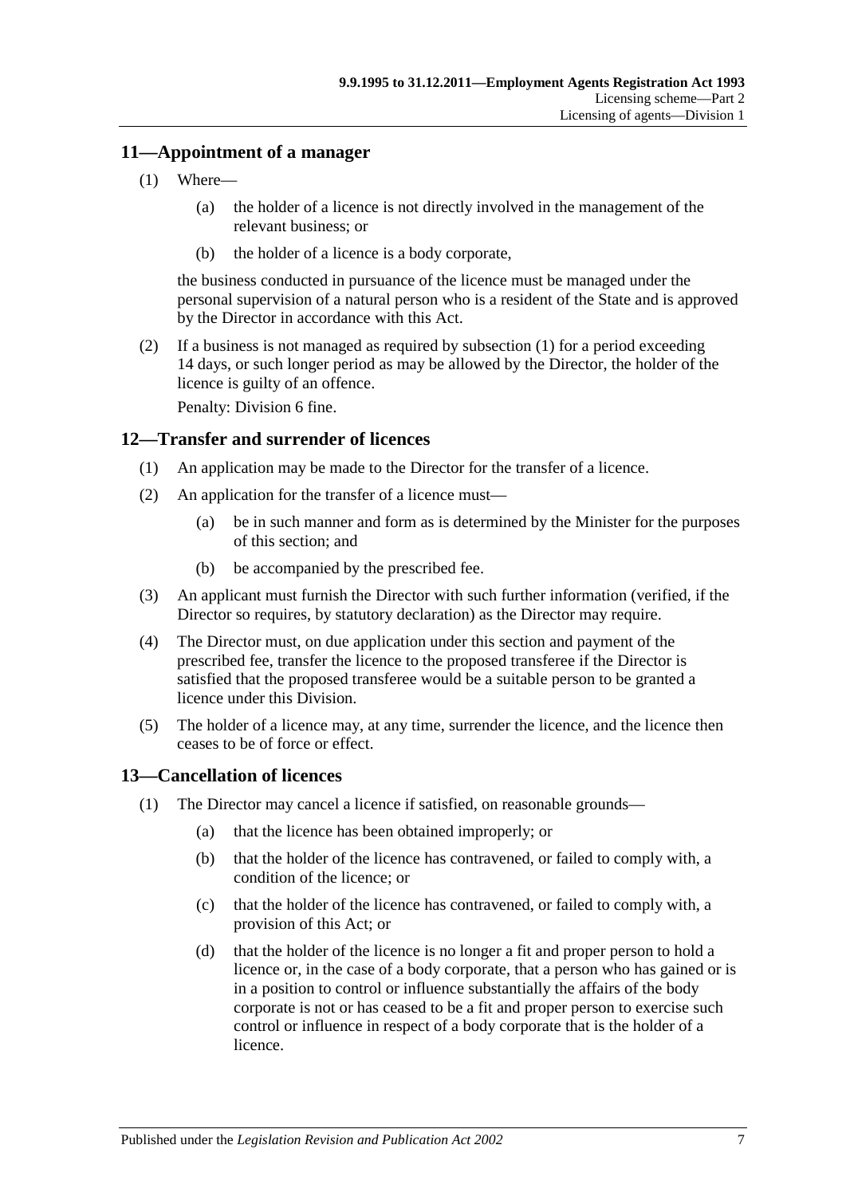## 11—Appointment of a manager

(1) Where—

  (a) the holder of a licence is not directly involved in the management of the relevant business; or

  (b) the holder of a licence is a body corporate,

the business conducted in pursuance of the licence must be managed under the personal supervision of a natural person who is a resident of the State and is approved by the Director in accordance with this Act.

(2) If a business is not managed as required by subsection (1) for a period exceeding 14 days, or such longer period as may be allowed by the Director, the holder of the licence is guilty of an offence.

Penalty: Division 6 fine.

## 12—Transfer and surrender of licences

(1) An application may be made to the Director for the transfer of a licence.

(2) An application for the transfer of a licence must—

  (a) be in such manner and form as is determined by the Minister for the purposes of this section; and

  (b) be accompanied by the prescribed fee.

(3) An applicant must furnish the Director with such further information (verified, if the Director so requires, by statutory declaration) as the Director may require.

(4) The Director must, on due application under this section and payment of the prescribed fee, transfer the licence to the proposed transferee if the Director is satisfied that the proposed transferee would be a suitable person to be granted a licence under this Division.

(5) The holder of a licence may, at any time, surrender the licence, and the licence then ceases to be of force or effect.

## 13—Cancellation of licences

(1) The Director may cancel a licence if satisfied, on reasonable grounds—

  (a) that the licence has been obtained improperly; or

  (b) that the holder of the licence has contravened, or failed to comply with, a condition of the licence; or

  (c) that the holder of the licence has contravened, or failed to comply with, a provision of this Act; or

  (d) that the holder of the licence is no longer a fit and proper person to hold a licence or, in the case of a body corporate, that a person who has gained or is in a position to control or influence substantially the affairs of the body corporate is not or has ceased to be a fit and proper person to exercise such control or influence in respect of a body corporate that is the holder of a licence.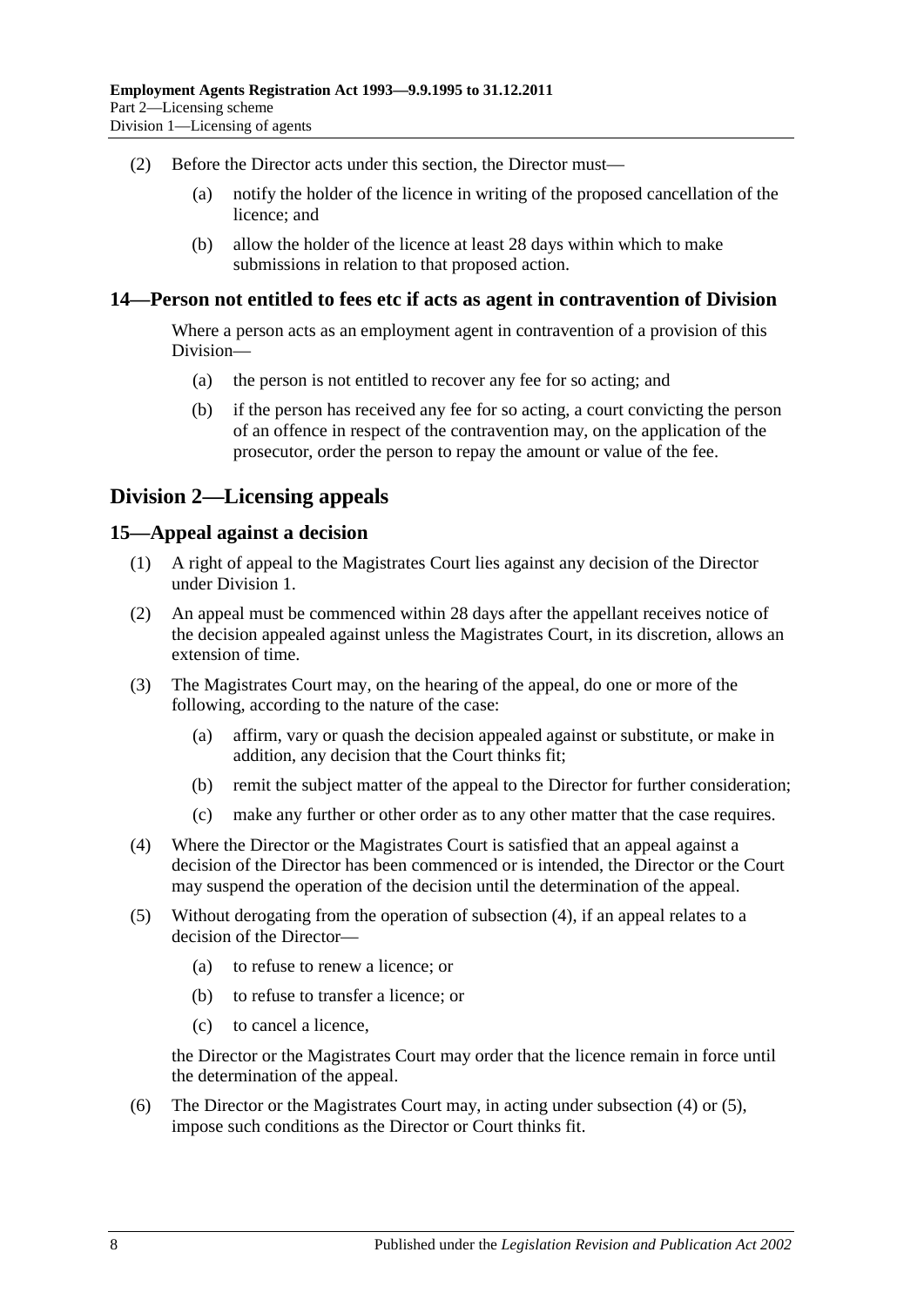(2) Before the Director acts under this section, the Director must—

(a) notify the holder of the licence in writing of the proposed cancellation of the licence; and

(b) allow the holder of the licence at least 28 days within which to make submissions in relation to that proposed action.

### 14—Person not entitled to fees etc if acts as agent in contravention of Division

Where a person acts as an employment agent in contravention of a provision of this Division—

(a) the person is not entitled to recover any fee for so acting; and

(b) if the person has received any fee for so acting, a court convicting the person of an offence in respect of the contravention may, on the application of the prosecutor, order the person to repay the amount or value of the fee.

## Division 2—Licensing appeals

### 15—Appeal against a decision

(1) A right of appeal to the Magistrates Court lies against any decision of the Director under Division 1.

(2) An appeal must be commenced within 28 days after the appellant receives notice of the decision appealed against unless the Magistrates Court, in its discretion, allows an extension of time.

(3) The Magistrates Court may, on the hearing of the appeal, do one or more of the following, according to the nature of the case:

(a) affirm, vary or quash the decision appealed against or substitute, or make in addition, any decision that the Court thinks fit;

(b) remit the subject matter of the appeal to the Director for further consideration;

(c) make any further or other order as to any other matter that the case requires.

(4) Where the Director or the Magistrates Court is satisfied that an appeal against a decision of the Director has been commenced or is intended, the Director or the Court may suspend the operation of the decision until the determination of the appeal.

(5) Without derogating from the operation of subsection (4), if an appeal relates to a decision of the Director—

(a) to refuse to renew a licence; or

(b) to refuse to transfer a licence; or

(c) to cancel a licence,

the Director or the Magistrates Court may order that the licence remain in force until the determination of the appeal.

(6) The Director or the Magistrates Court may, in acting under subsection (4) or (5), impose such conditions as the Director or Court thinks fit.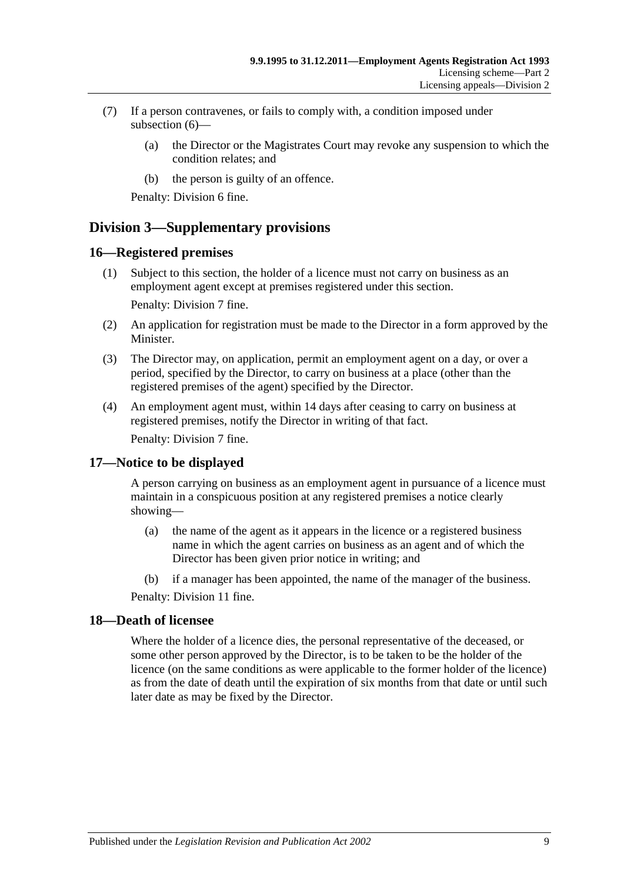(7) If a person contravenes, or fails to comply with, a condition imposed under subsection (6)—

(a) the Director or the Magistrates Court may revoke any suspension to which the condition relates; and

(b) the person is guilty of an offence.

Penalty: Division 6 fine.

## Division 3—Supplementary provisions

### 16—Registered premises

(1) Subject to this section, the holder of a licence must not carry on business as an employment agent except at premises registered under this section.

Penalty: Division 7 fine.

(2) An application for registration must be made to the Director in a form approved by the Minister.

(3) The Director may, on application, permit an employment agent on a day, or over a period, specified by the Director, to carry on business at a place (other than the registered premises of the agent) specified by the Director.

(4) An employment agent must, within 14 days after ceasing to carry on business at registered premises, notify the Director in writing of that fact.

Penalty: Division 7 fine.

### 17—Notice to be displayed

A person carrying on business as an employment agent in pursuance of a licence must maintain in a conspicuous position at any registered premises a notice clearly showing—

(a) the name of the agent as it appears in the licence or a registered business name in which the agent carries on business as an agent and of which the Director has been given prior notice in writing; and

(b) if a manager has been appointed, the name of the manager of the business.

Penalty: Division 11 fine.

### 18—Death of licensee

Where the holder of a licence dies, the personal representative of the deceased, or some other person approved by the Director, is to be taken to be the holder of the licence (on the same conditions as were applicable to the former holder of the licence) as from the date of death until the expiration of six months from that date or until such later date as may be fixed by the Director.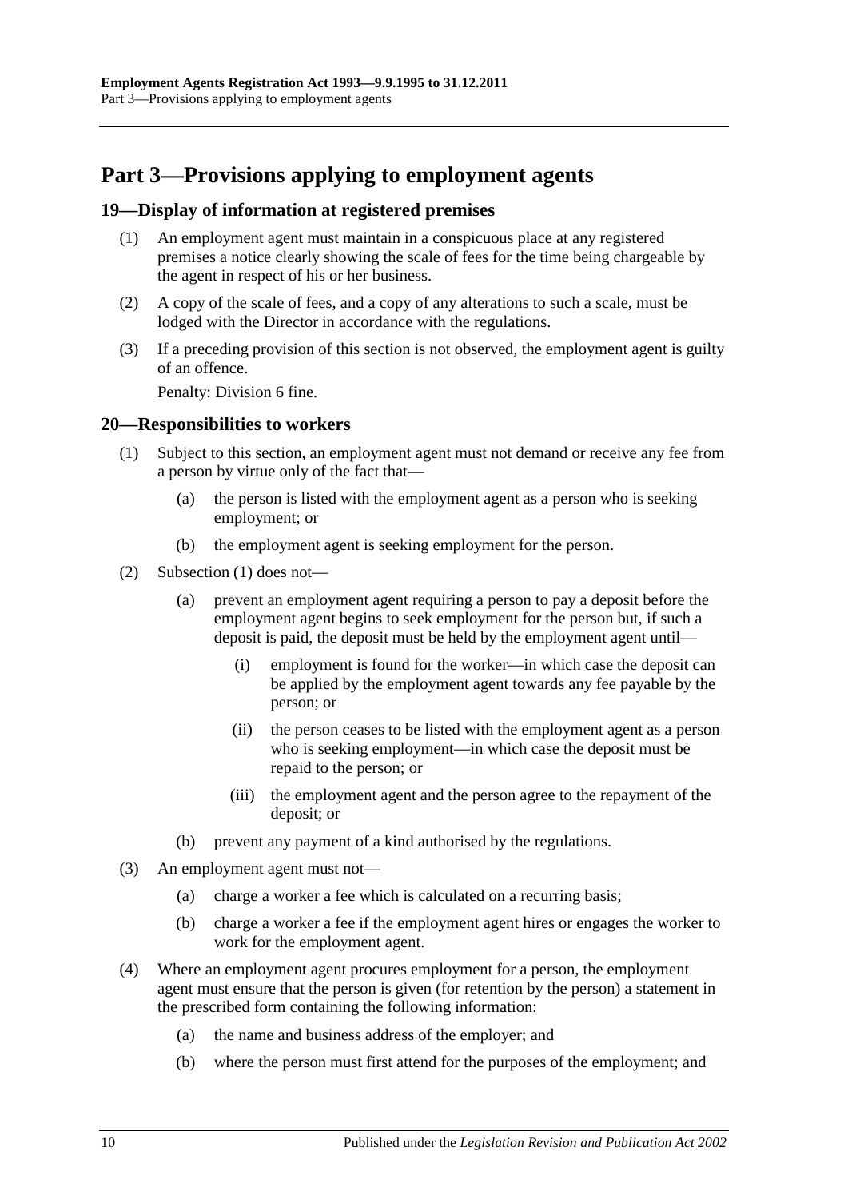# Part 3—Provisions applying to employment agents

## 19—Display of information at registered premises

(1) An employment agent must maintain in a conspicuous place at any registered premises a notice clearly showing the scale of fees for the time being chargeable by the agent in respect of his or her business.

(2) A copy of the scale of fees, and a copy of any alterations to such a scale, must be lodged with the Director in accordance with the regulations.

(3) If a preceding provision of this section is not observed, the employment agent is guilty of an offence.

Penalty: Division 6 fine.

## 20—Responsibilities to workers

(1) Subject to this section, an employment agent must not demand or receive any fee from a person by virtue only of the fact that—

(a) the person is listed with the employment agent as a person who is seeking employment; or

(b) the employment agent is seeking employment for the person.

(2) Subsection (1) does not—

(a) prevent an employment agent requiring a person to pay a deposit before the employment agent begins to seek employment for the person but, if such a deposit is paid, the deposit must be held by the employment agent until—

(i) employment is found for the worker—in which case the deposit can be applied by the employment agent towards any fee payable by the person; or

(ii) the person ceases to be listed with the employment agent as a person who is seeking employment—in which case the deposit must be repaid to the person; or

(iii) the employment agent and the person agree to the repayment of the deposit; or

(b) prevent any payment of a kind authorised by the regulations.

(3) An employment agent must not—

(a) charge a worker a fee which is calculated on a recurring basis;

(b) charge a worker a fee if the employment agent hires or engages the worker to work for the employment agent.

(4) Where an employment agent procures employment for a person, the employment agent must ensure that the person is given (for retention by the person) a statement in the prescribed form containing the following information:

(a) the name and business address of the employer; and

(b) where the person must first attend for the purposes of the employment; and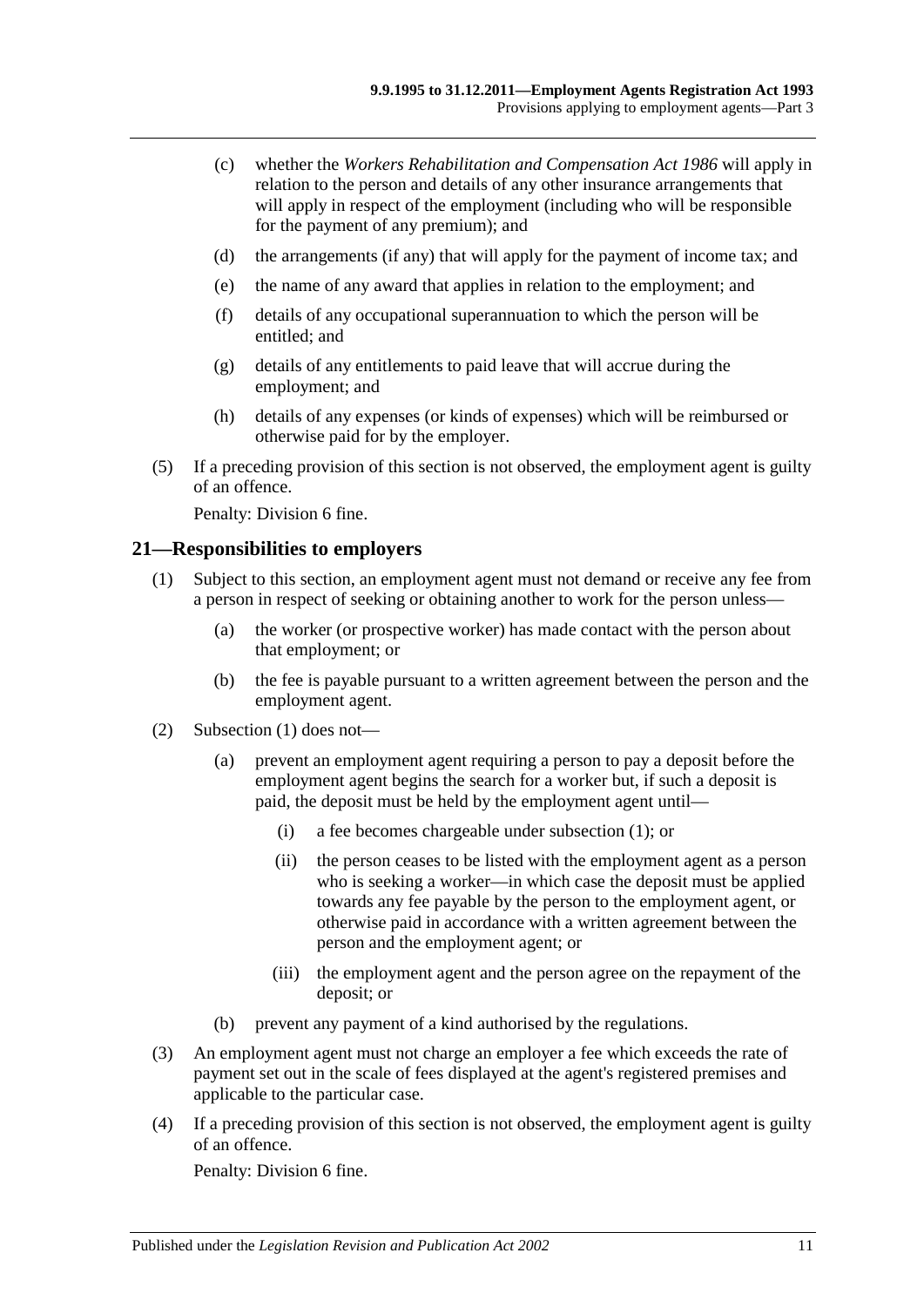(c) whether the *Workers Rehabilitation and Compensation Act 1986* will apply in relation to the person and details of any other insurance arrangements that will apply in respect of the employment (including who will be responsible for the payment of any premium); and

(d) the arrangements (if any) that will apply for the payment of income tax; and

(e) the name of any award that applies in relation to the employment; and

(f) details of any occupational superannuation to which the person will be entitled; and

(g) details of any entitlements to paid leave that will accrue during the employment; and

(h) details of any expenses (or kinds of expenses) which will be reimbursed or otherwise paid for by the employer.

(5) If a preceding provision of this section is not observed, the employment agent is guilty of an offence.

Penalty: Division 6 fine.

## 21—Responsibilities to employers

(1) Subject to this section, an employment agent must not demand or receive any fee from a person in respect of seeking or obtaining another to work for the person unless—

(a) the worker (or prospective worker) has made contact with the person about that employment; or

(b) the fee is payable pursuant to a written agreement between the person and the employment agent.

(2) Subsection (1) does not—

(a) prevent an employment agent requiring a person to pay a deposit before the employment agent begins the search for a worker but, if such a deposit is paid, the deposit must be held by the employment agent until—

(i) a fee becomes chargeable under subsection (1); or

(ii) the person ceases to be listed with the employment agent as a person who is seeking a worker—in which case the deposit must be applied towards any fee payable by the person to the employment agent, or otherwise paid in accordance with a written agreement between the person and the employment agent; or

(iii) the employment agent and the person agree on the repayment of the deposit; or

(b) prevent any payment of a kind authorised by the regulations.

(3) An employment agent must not charge an employer a fee which exceeds the rate of payment set out in the scale of fees displayed at the agent's registered premises and applicable to the particular case.

(4) If a preceding provision of this section is not observed, the employment agent is guilty of an offence.

Penalty: Division 6 fine.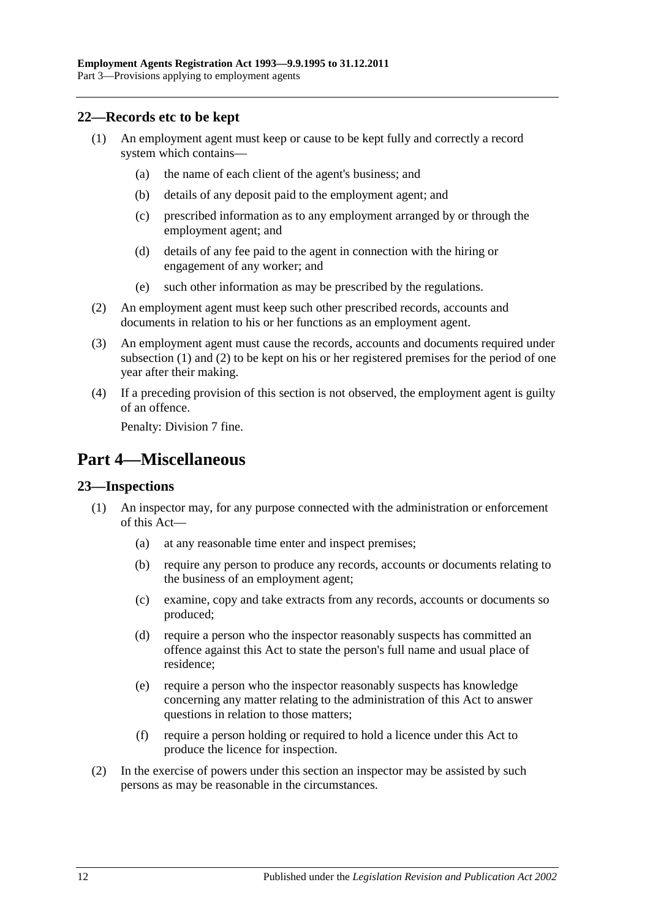## 22—Records etc to be kept

(1) An employment agent must keep or cause to be kept fully and correctly a record system which contains—

(a) the name of each client of the agent's business; and

(b) details of any deposit paid to the employment agent; and

(c) prescribed information as to any employment arranged by or through the employment agent; and

(d) details of any fee paid to the agent in connection with the hiring or engagement of any worker; and

(e) such other information as may be prescribed by the regulations.

(2) An employment agent must keep such other prescribed records, accounts and documents in relation to his or her functions as an employment agent.

(3) An employment agent must cause the records, accounts and documents required under subsection (1) and (2) to be kept on his or her registered premises for the period of one year after their making.

(4) If a preceding provision of this section is not observed, the employment agent is guilty of an offence.

Penalty: Division 7 fine.

# Part 4—Miscellaneous

## 23—Inspections

(1) An inspector may, for any purpose connected with the administration or enforcement of this Act—

(a) at any reasonable time enter and inspect premises;

(b) require any person to produce any records, accounts or documents relating to the business of an employment agent;

(c) examine, copy and take extracts from any records, accounts or documents so produced;

(d) require a person who the inspector reasonably suspects has committed an offence against this Act to state the person's full name and usual place of residence;

(e) require a person who the inspector reasonably suspects has knowledge concerning any matter relating to the administration of this Act to answer questions in relation to those matters;

(f) require a person holding or required to hold a licence under this Act to produce the licence for inspection.

(2) In the exercise of powers under this section an inspector may be assisted by such persons as may be reasonable in the circumstances.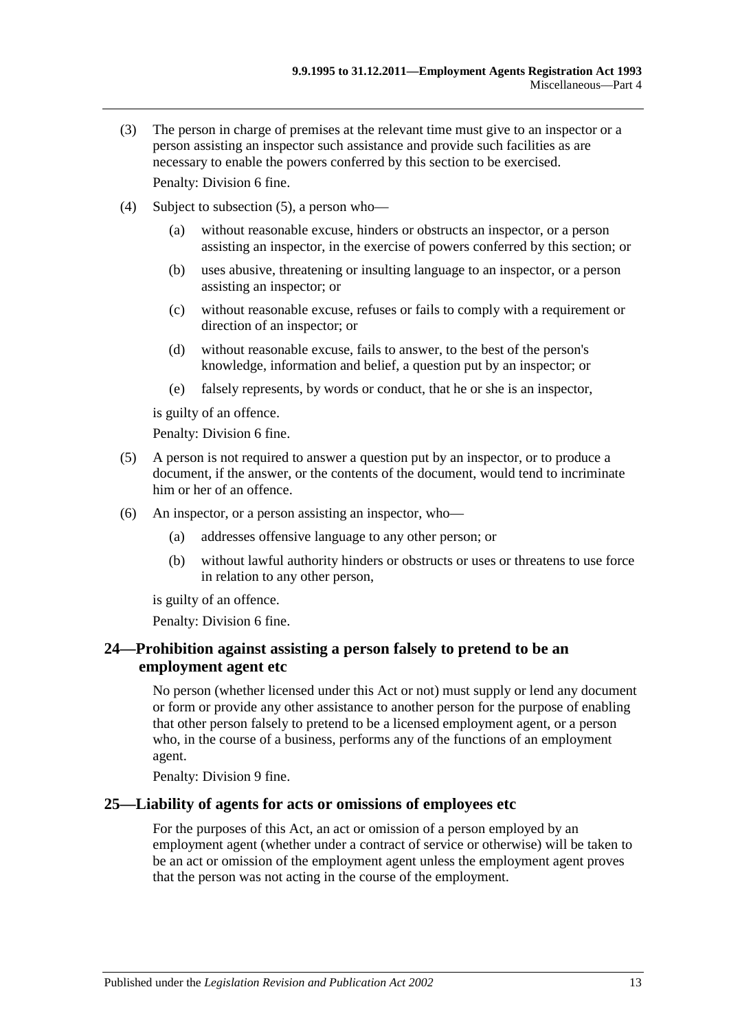(3) The person in charge of premises at the relevant time must give to an inspector or a person assisting an inspector such assistance and provide such facilities as are necessary to enable the powers conferred by this section to be exercised.

Penalty: Division 6 fine.

(4) Subject to subsection (5), a person who—

(a) without reasonable excuse, hinders or obstructs an inspector, or a person assisting an inspector, in the exercise of powers conferred by this section; or

(b) uses abusive, threatening or insulting language to an inspector, or a person assisting an inspector; or

(c) without reasonable excuse, refuses or fails to comply with a requirement or direction of an inspector; or

(d) without reasonable excuse, fails to answer, to the best of the person's knowledge, information and belief, a question put by an inspector; or

(e) falsely represents, by words or conduct, that he or she is an inspector,

is guilty of an offence.

Penalty: Division 6 fine.

(5) A person is not required to answer a question put by an inspector, or to produce a document, if the answer, or the contents of the document, would tend to incriminate him or her of an offence.

(6) An inspector, or a person assisting an inspector, who—

(a) addresses offensive language to any other person; or

(b) without lawful authority hinders or obstructs or uses or threatens to use force in relation to any other person,

is guilty of an offence.

Penalty: Division 6 fine.

## 24—Prohibition against assisting a person falsely to pretend to be an employment agent etc

No person (whether licensed under this Act or not) must supply or lend any document or form or provide any other assistance to another person for the purpose of enabling that other person falsely to pretend to be a licensed employment agent, or a person who, in the course of a business, performs any of the functions of an employment agent.

Penalty: Division 9 fine.

## 25—Liability of agents for acts or omissions of employees etc

For the purposes of this Act, an act or omission of a person employed by an employment agent (whether under a contract of service or otherwise) will be taken to be an act or omission of the employment agent unless the employment agent proves that the person was not acting in the course of the employment.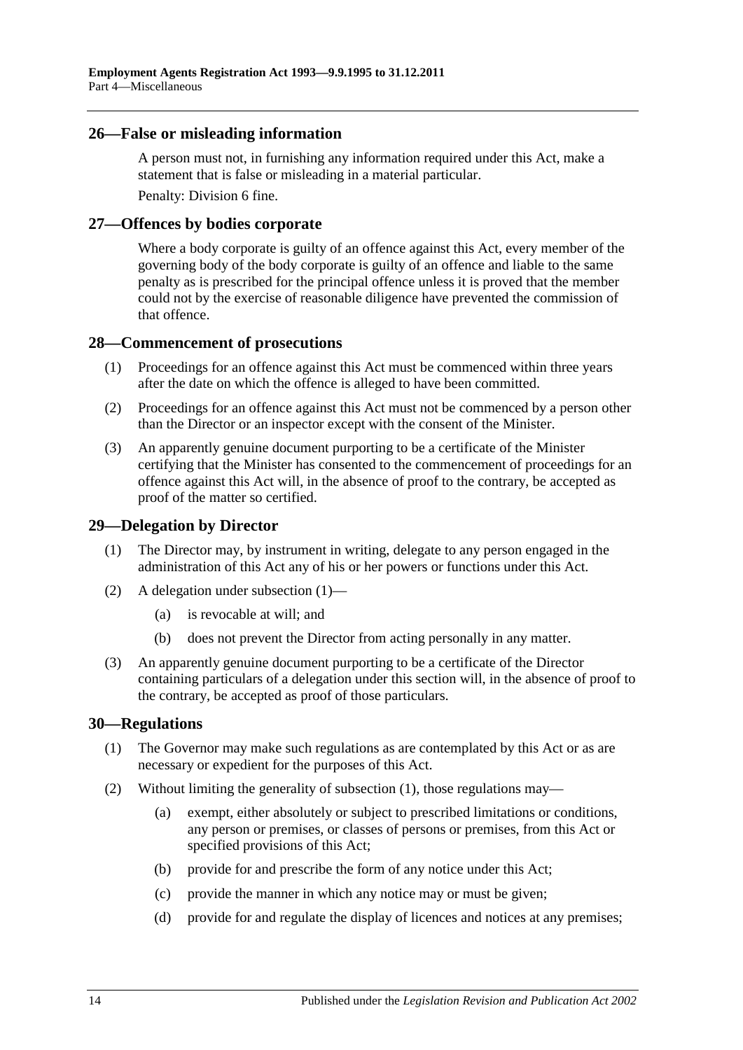## 26—False or misleading information

A person must not, in furnishing any information required under this Act, make a statement that is false or misleading in a material particular.

Penalty: Division 6 fine.

## 27—Offences by bodies corporate

Where a body corporate is guilty of an offence against this Act, every member of the governing body of the body corporate is guilty of an offence and liable to the same penalty as is prescribed for the principal offence unless it is proved that the member could not by the exercise of reasonable diligence have prevented the commission of that offence.

## 28—Commencement of prosecutions

(1) Proceedings for an offence against this Act must be commenced within three years after the date on which the offence is alleged to have been committed.

(2) Proceedings for an offence against this Act must not be commenced by a person other than the Director or an inspector except with the consent of the Minister.

(3) An apparently genuine document purporting to be a certificate of the Minister certifying that the Minister has consented to the commencement of proceedings for an offence against this Act will, in the absence of proof to the contrary, be accepted as proof of the matter so certified.

## 29—Delegation by Director

(1) The Director may, by instrument in writing, delegate to any person engaged in the administration of this Act any of his or her powers or functions under this Act.

(2) A delegation under subsection (1)—

(a) is revocable at will; and

(b) does not prevent the Director from acting personally in any matter.

(3) An apparently genuine document purporting to be a certificate of the Director containing particulars of a delegation under this section will, in the absence of proof to the contrary, be accepted as proof of those particulars.

## 30—Regulations

(1) The Governor may make such regulations as are contemplated by this Act or as are necessary or expedient for the purposes of this Act.

(2) Without limiting the generality of subsection (1), those regulations may—

(a) exempt, either absolutely or subject to prescribed limitations or conditions, any person or premises, or classes of persons or premises, from this Act or specified provisions of this Act;

(b) provide for and prescribe the form of any notice under this Act;

(c) provide the manner in which any notice may or must be given;

(d) provide for and regulate the display of licences and notices at any premises;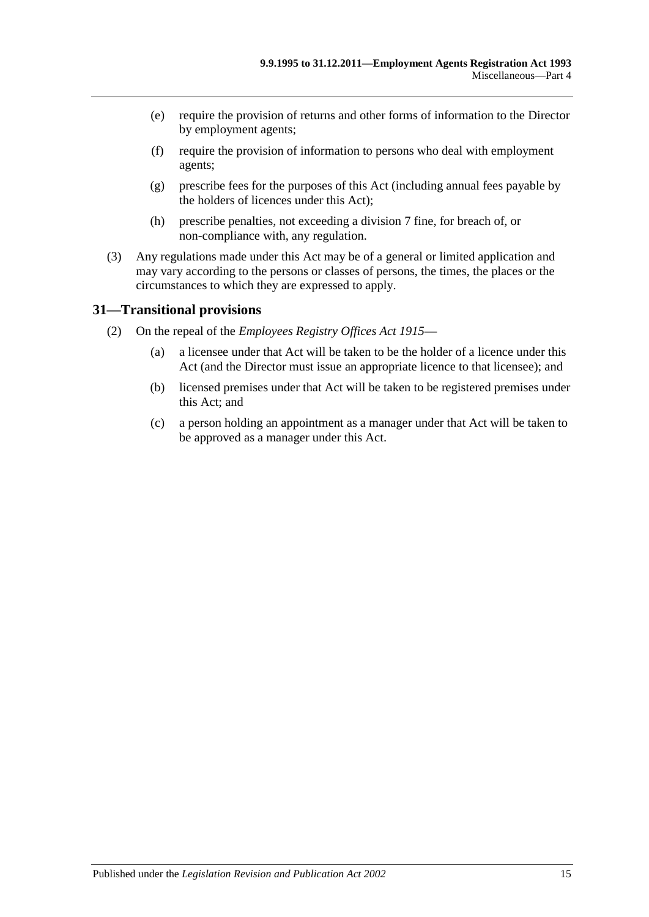(e) require the provision of returns and other forms of information to the Director by employment agents;

(f) require the provision of information to persons who deal with employment agents;

(g) prescribe fees for the purposes of this Act (including annual fees payable by the holders of licences under this Act);

(h) prescribe penalties, not exceeding a division 7 fine, for breach of, or non-compliance with, any regulation.

(3) Any regulations made under this Act may be of a general or limited application and may vary according to the persons or classes of persons, the times, the places or the circumstances to which they are expressed to apply.

## 31—Transitional provisions

(2) On the repeal of the *Employees Registry Offices Act 1915*—

(a) a licensee under that Act will be taken to be the holder of a licence under this Act (and the Director must issue an appropriate licence to that licensee); and

(b) licensed premises under that Act will be taken to be registered premises under this Act; and

(c) a person holding an appointment as a manager under that Act will be taken to be approved as a manager under this Act.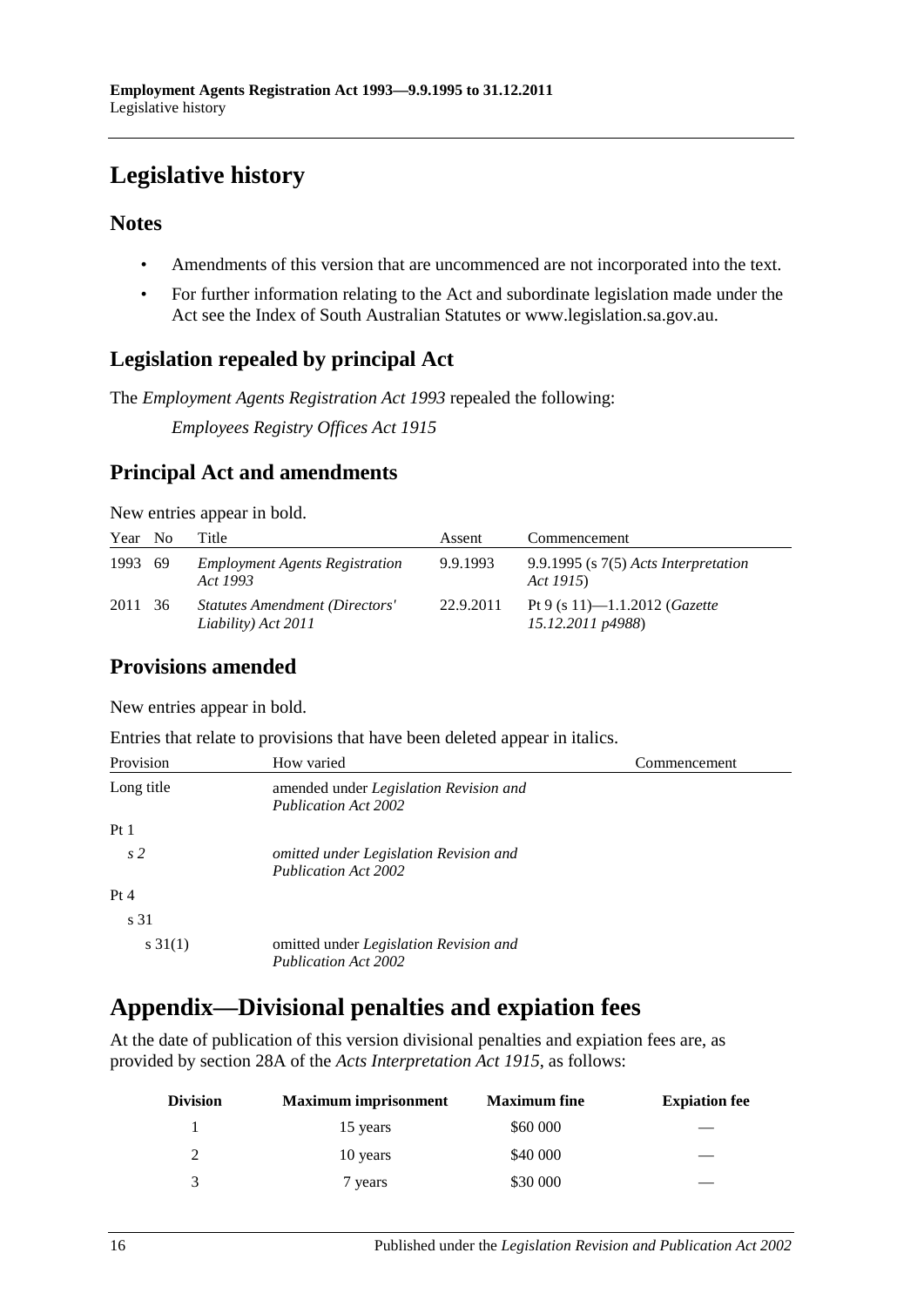# Legislative history

## Notes

- Amendments of this version that are uncommenced are not incorporated into the text.
- For further information relating to the Act and subordinate legislation made under the Act see the Index of South Australian Statutes or www.legislation.sa.gov.au.

## Legislation repealed by principal Act

The *Employment Agents Registration Act 1993* repealed the following:

*Employees Registry Offices Act 1915*

## Principal Act and amendments

New entries appear in bold.

| Year | No | Title | Assent | Commencement |
|---|---|---|---|---|
| 1993 | 69 | *Employment Agents Registration Act 1993* | 9.9.1993 | 9.9.1995 (s 7(5) *Acts Interpretation Act 1915*) |
| 2011 | 36 | *Statutes Amendment (Directors' Liability) Act 2011* | 22.9.2011 | Pt 9 (s 11)—1.1.2012 (*Gazette 15.12.2011 p4988*) |

## Provisions amended

New entries appear in bold.

Entries that relate to provisions that have been deleted appear in italics.

| Provision | How varied | Commencement |
|---|---|---|
| Long title | amended under *Legislation Revision and Publication Act 2002* | |
| Pt 1 | | |
| *s 2* | *omitted under Legislation Revision and Publication Act 2002* | |
| Pt 4 | | |
| s 31 | | |
| s 31(1) | omitted under *Legislation Revision and Publication Act 2002* | |

# Appendix—Divisional penalties and expiation fees

At the date of publication of this version divisional penalties and expiation fees are, as provided by section 28A of the *Acts Interpretation Act 1915*, as follows:

| Division | Maximum imprisonment | Maximum fine | Expiation fee |
|---|---|---|---|
| 1 | 15 years | \$60 000 | — |
| 2 | 10 years | \$40 000 | — |
| 3 | 7 years | \$30 000 | — |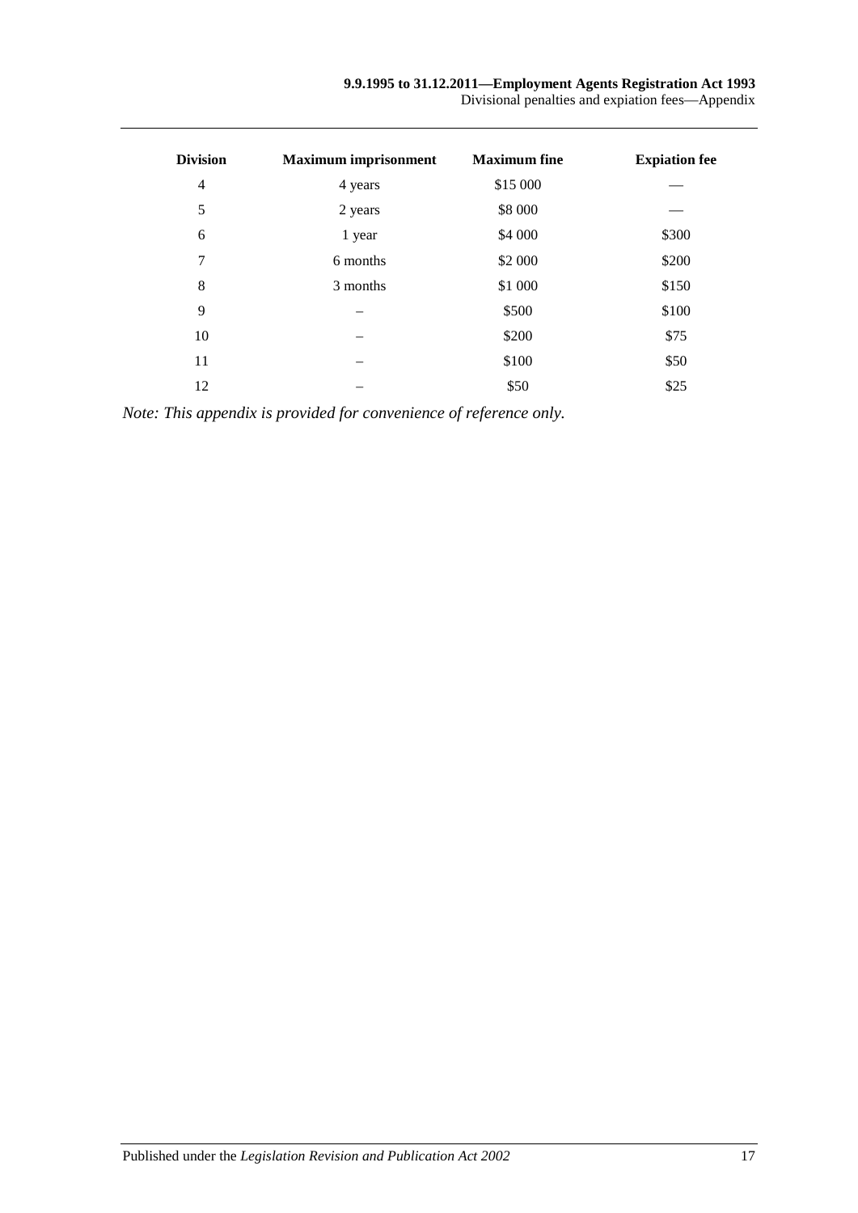| Division | Maximum imprisonment | Maximum fine | Expiation fee |
|---|---|---|---|
| 4 | 4 years | $15 000 | — |
| 5 | 2 years | $8 000 | — |
| 6 | 1 year | $4 000 | $300 |
| 7 | 6 months | $2 000 | $200 |
| 8 | 3 months | $1 000 | $150 |
| 9 | – | $500 | $100 |
| 10 | – | $200 | $75 |
| 11 | – | $100 | $50 |
| 12 | – | $50 | $25 |

*Note: This appendix is provided for convenience of reference only.*